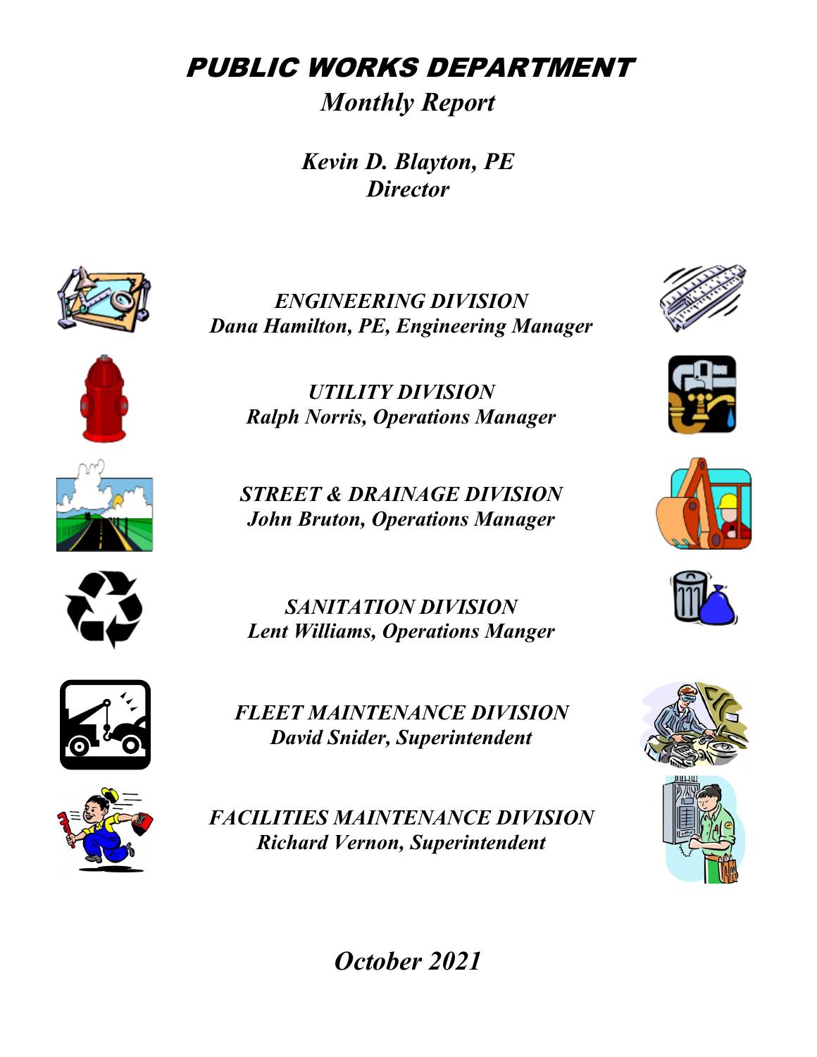# *PUBLIC WORKS DEPARTMENT*

## *Monthly Report*

***Kevin D. Blayton, PE***
***Director***

***ENGINEERING DIVISION***
***Dana Hamilton, PE, Engineering Manager***

***UTILITY DIVISION***
***Ralph Norris, Operations Manager***

***STREET & DRAINAGE DIVISION***
***John Bruton, Operations Manager***

***SANITATION DIVISION***
***Lent Williams, Operations Manger***

***FLEET MAINTENANCE DIVISION***
***David Snider, Superintendent***

***FACILITIES MAINTENANCE DIVISION***
***Richard Vernon, Superintendent***

***October 2021***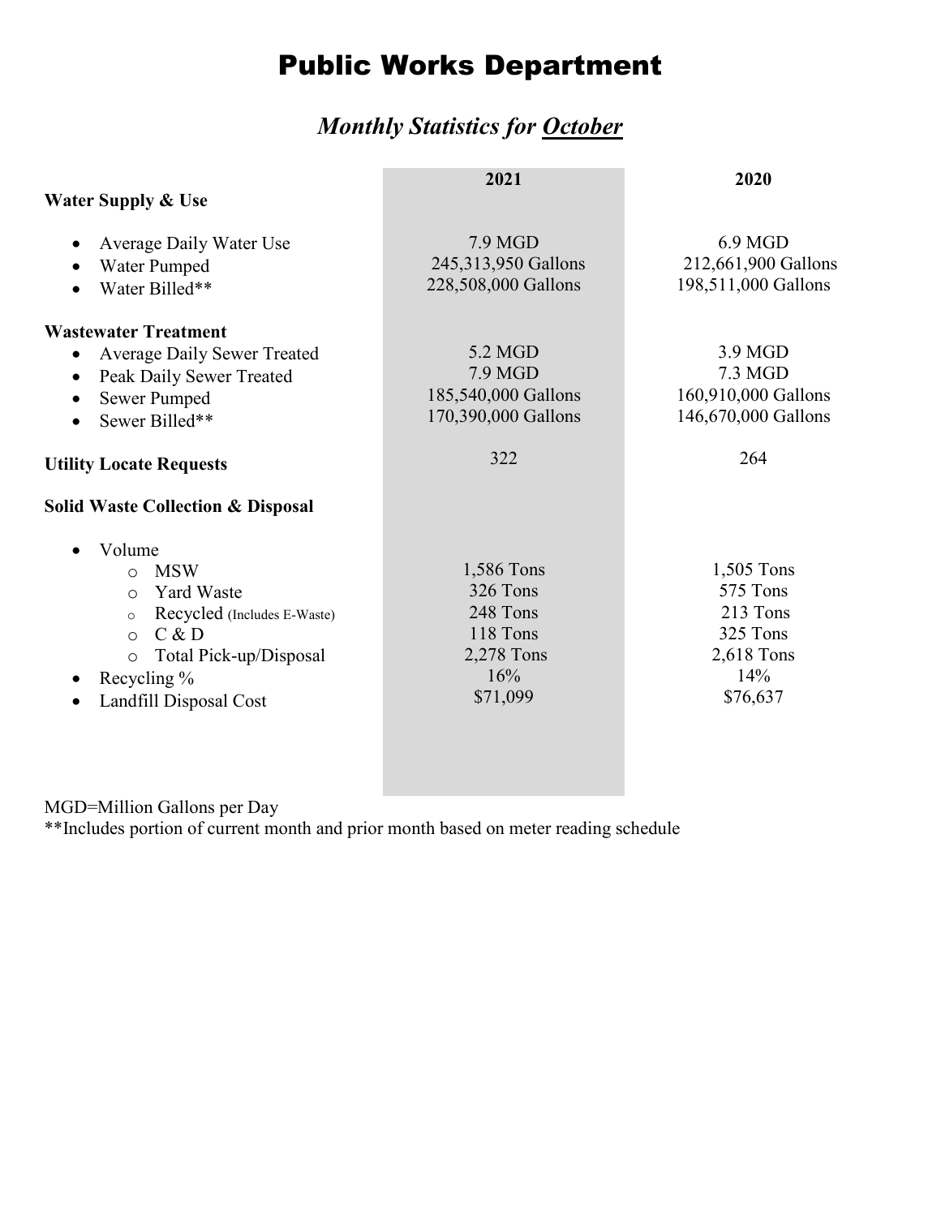# Public Works Department

## *Monthly Statistics for October*

| | 2021 | 2020 |
|---|---|---|
| **Water Supply & Use** | | |
| • Average Daily Water Use | 7.9 MGD | 6.9 MGD |
| • Water Pumped | 245,313,950 Gallons | 212,661,900 Gallons |
| • Water Billed** | 228,508,000 Gallons | 198,511,000 Gallons |
| **Wastewater Treatment** | | |
| • Average Daily Sewer Treated | 5.2 MGD | 3.9 MGD |
| • Peak Daily Sewer Treated | 7.9 MGD | 7.3 MGD |
| • Sewer Pumped | 185,540,000 Gallons | 160,910,000 Gallons |
| • Sewer Billed** | 170,390,000 Gallons | 146,670,000 Gallons |
| **Utility Locate Requests** | 322 | 264 |
| **Solid Waste Collection & Disposal** | | |
| • Volume | | |
| o MSW | 1,586 Tons | 1,505 Tons |
| o Yard Waste | 326 Tons | 575 Tons |
| o Recycled (Includes E-Waste) | 248 Tons | 213 Tons |
| o C & D | 118 Tons | 325 Tons |
| o Total Pick-up/Disposal | 2,278 Tons | 2,618 Tons |
| • Recycling % | 16% | 14% |
| • Landfill Disposal Cost | $71,099 | $76,637 |

MGD=Million Gallons per Day

**Includes portion of current month and prior month based on meter reading schedule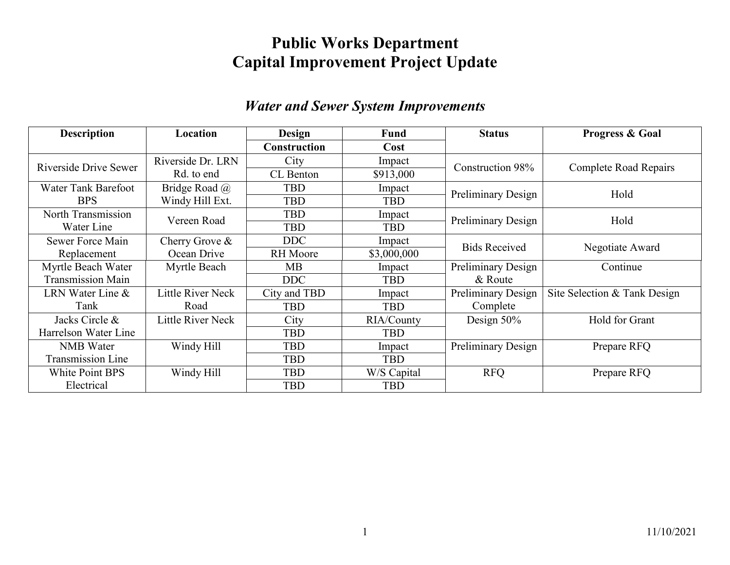# Public Works Department
# Capital Improvement Project Update

## *Water and Sewer System Improvements*

| Description | Location | Design | Fund | Status | Progress & Goal |
|---|---|---|---|---|---|
| | | Construction | Cost | | |
| Riverside Drive Sewer | Riverside Dr. LRN Rd. to end | City | Impact | Construction 98% | Complete Road Repairs |
| | | CL Benton | $913,000 | | |
| Water Tank Barefoot BPS | Bridge Road @ Windy Hill Ext. | TBD | Impact | Preliminary Design | Hold |
| | | TBD | TBD | | |
| North Transmission Water Line | Vereen Road | TBD | Impact | Preliminary Design | Hold |
| | | TBD | TBD | | |
| Sewer Force Main Replacement | Cherry Grove & Ocean Drive | DDC | Impact | Bids Received | Negotiate Award |
| | | RH Moore | $3,000,000 | | |
| Myrtle Beach Water Transmission Main | Myrtle Beach | MB | Impact | Preliminary Design & Route | Continue |
| | | DDC | TBD | | |
| LRN Water Line & Tank | Little River Neck Road | City and TBD | Impact | Preliminary Design Complete | Site Selection & Tank Design |
| | | TBD | TBD | | |
| Jacks Circle & Harrelson Water Line | Little River Neck | City | RIA/County | Design 50% | Hold for Grant |
| | | TBD | TBD | | |
| NMB Water Transmission Line | Windy Hill | TBD | Impact | Preliminary Design | Prepare RFQ |
| | | TBD | TBD | | |
| White Point BPS Electrical | Windy Hill | TBD | W/S Capital | RFQ | Prepare RFQ |
| | | TBD | TBD | | |

11/10/2021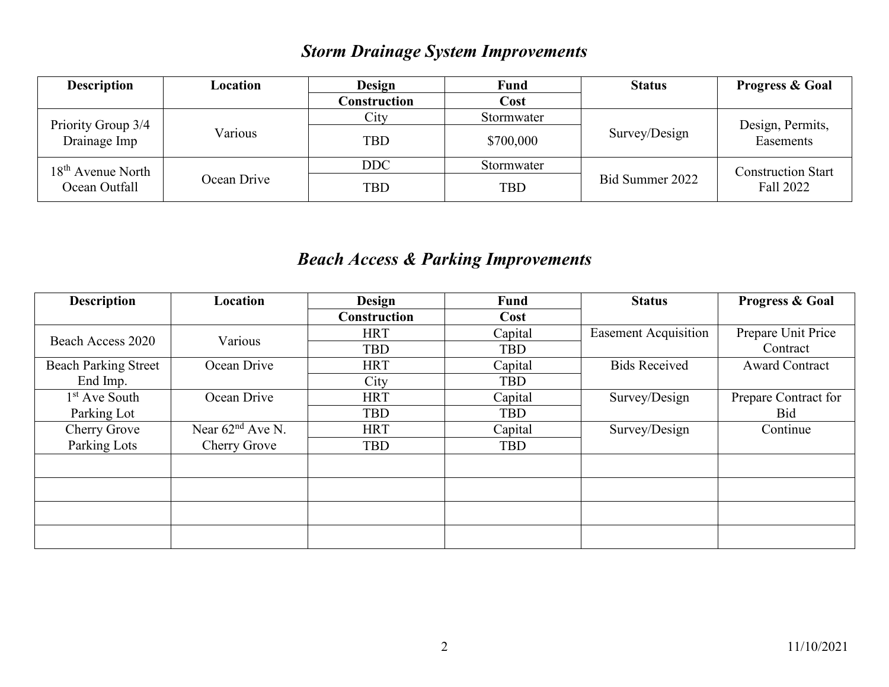## *Storm Drainage System Improvements*

| Description | Location | Design | Fund | Status | Progress & Goal |
|---|---|---|---|---|---|
| | | Construction | Cost | | |
| Priority Group 3/4 Drainage Imp | Various | City | Stormwater | Survey/Design | Design, Permits, Easements |
| | | TBD | \$700,000 | | |
| 18th Avenue North Ocean Outfall | Ocean Drive | DDC | Stormwater | Bid Summer 2022 | Construction Start Fall 2022 |
| | | TBD | TBD | | |

## *Beach Access & Parking Improvements*

| Description | Location | Design | Fund | Status | Progress & Goal |
|---|---|---|---|---|---|
| | | Construction | Cost | | |
| Beach Access 2020 | Various | HRT | Capital | Easement Acquisition | Prepare Unit Price Contract |
| | | TBD | TBD | | |
| Beach Parking Street End Imp. | Ocean Drive | HRT | Capital | Bids Received | Award Contract |
| | | City | TBD | | |
| 1st Ave South Parking Lot | Ocean Drive | HRT | Capital | Survey/Design | Prepare Contract for Bid |
| | | TBD | TBD | | |
| Cherry Grove Parking Lots | Near 62nd Ave N. Cherry Grove | HRT | Capital | Survey/Design | Continue |
| | | TBD | TBD | | |
| | | | | | |
| | | | | | |
| | | | | | |
| | | | | | |

11/10/2021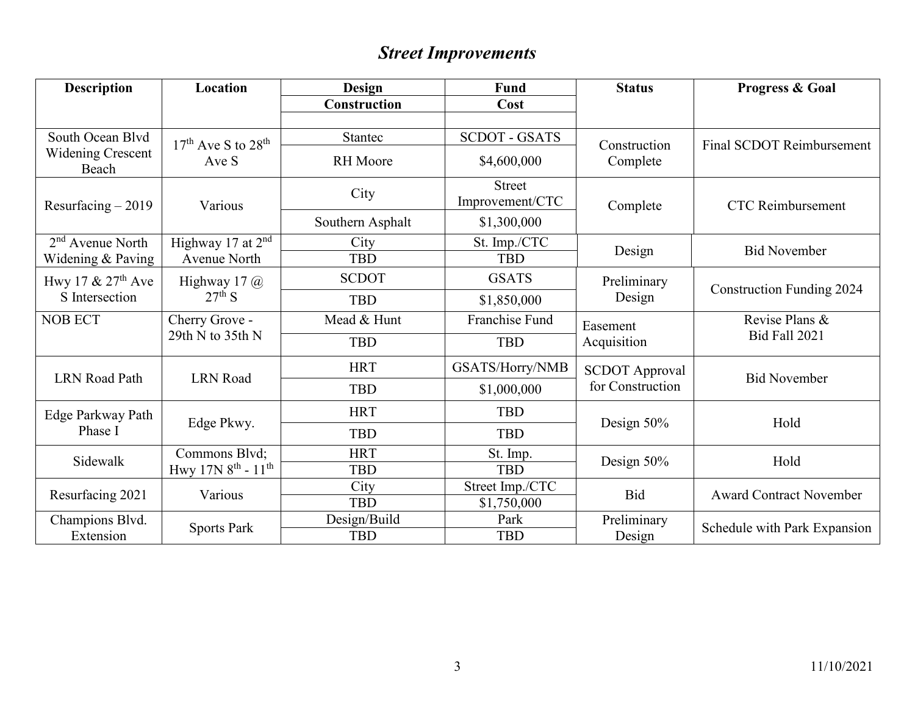# *Street Improvements*

| Description | Location | Design | Fund | Status | Progress & Goal |
|---|---|---|---|---|---|
| | | Construction | Cost | | |
| South Ocean Blvd Widening Crescent Beach | 17th Ave S to 28th Ave S | Stantec | SCDOT - GSATS | Construction Complete | Final SCDOT Reimbursement |
| | | RH Moore | $4,600,000 | | |
| Resurfacing – 2019 | Various | City | Street Improvement/CTC | Complete | CTC Reimbursement |
| | | Southern Asphalt | $1,300,000 | | |
| 2nd Avenue North Widening & Paving | Highway 17 at 2nd Avenue North | City | St. Imp./CTC | Design | Bid November |
| | | TBD | TBD | | |
| Hwy 17 & 27th Ave S Intersection | Highway 17 @ 27th S | SCDOT | GSATS | Preliminary Design | Construction Funding 2024 |
| | | TBD | $1,850,000 | | |
| NOB ECT | Cherry Grove - 29th N to 35th N | Mead & Hunt | Franchise Fund | Easement Acquisition | Revise Plans & Bid Fall 2021 |
| | | TBD | TBD | | |
| LRN Road Path | LRN Road | HRT | GSATS/Horry/NMB | SCDOT Approval for Construction | Bid November |
| | | TBD | $1,000,000 | | |
| Edge Parkway Path Phase I | Edge Pkwy. | HRT | TBD | Design 50% | Hold |
| | | TBD | TBD | | |
| Sidewalk | Commons Blvd; Hwy 17N 8th - 11th | HRT | St. Imp. | Design 50% | Hold |
| | | TBD | TBD | | |
| Resurfacing 2021 | Various | City | Street Imp./CTC | Bid | Award Contract November |
| | | TBD | $1,750,000 | | |
| Champions Blvd. Extension | Sports Park | Design/Build | Park | Preliminary Design | Schedule with Park Expansion |
| | | TBD | TBD | | |

11/10/2021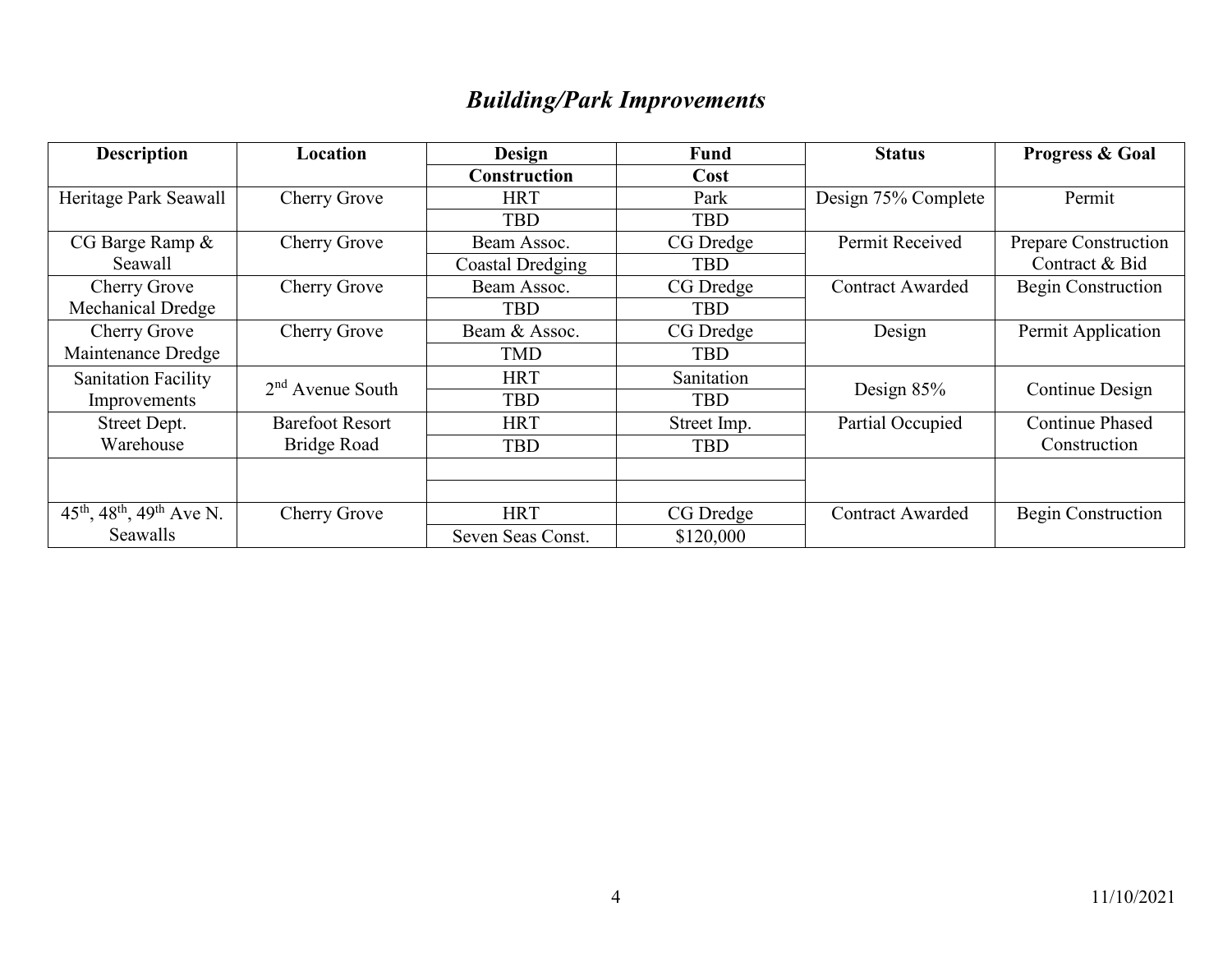## *Building/Park Improvements*

| Description | Location | Design | Fund | Status | Progress & Goal |
|---|---|---|---|---|---|
| | | Construction | Cost | | |
| Heritage Park Seawall | Cherry Grove | HRT | Park | Design 75% Complete | Permit |
| | | TBD | TBD | | |
| CG Barge Ramp & Seawall | Cherry Grove | Beam Assoc. | CG Dredge | Permit Received | Prepare Construction Contract & Bid |
| | | Coastal Dredging | TBD | | |
| Cherry Grove Mechanical Dredge | Cherry Grove | Beam Assoc. | CG Dredge | Contract Awarded | Begin Construction |
| | | TBD | TBD | | |
| Cherry Grove Maintenance Dredge | Cherry Grove | Beam & Assoc. | CG Dredge | Design | Permit Application |
| | | TMD | TBD | | |
| Sanitation Facility Improvements | 2nd Avenue South | HRT | Sanitation | Design 85% | Continue Design |
| | | TBD | TBD | | |
| Street Dept. Warehouse | Barefoot Resort Bridge Road | HRT | Street Imp. | Partial Occupied | Continue Phased Construction |
| | | TBD | TBD | | |
| | | | | | |
| | | | | | |
| 45th, 48th, 49th Ave N. Seawalls | Cherry Grove | HRT | CG Dredge | Contract Awarded | Begin Construction |
| | | Seven Seas Const. | $120,000 | | |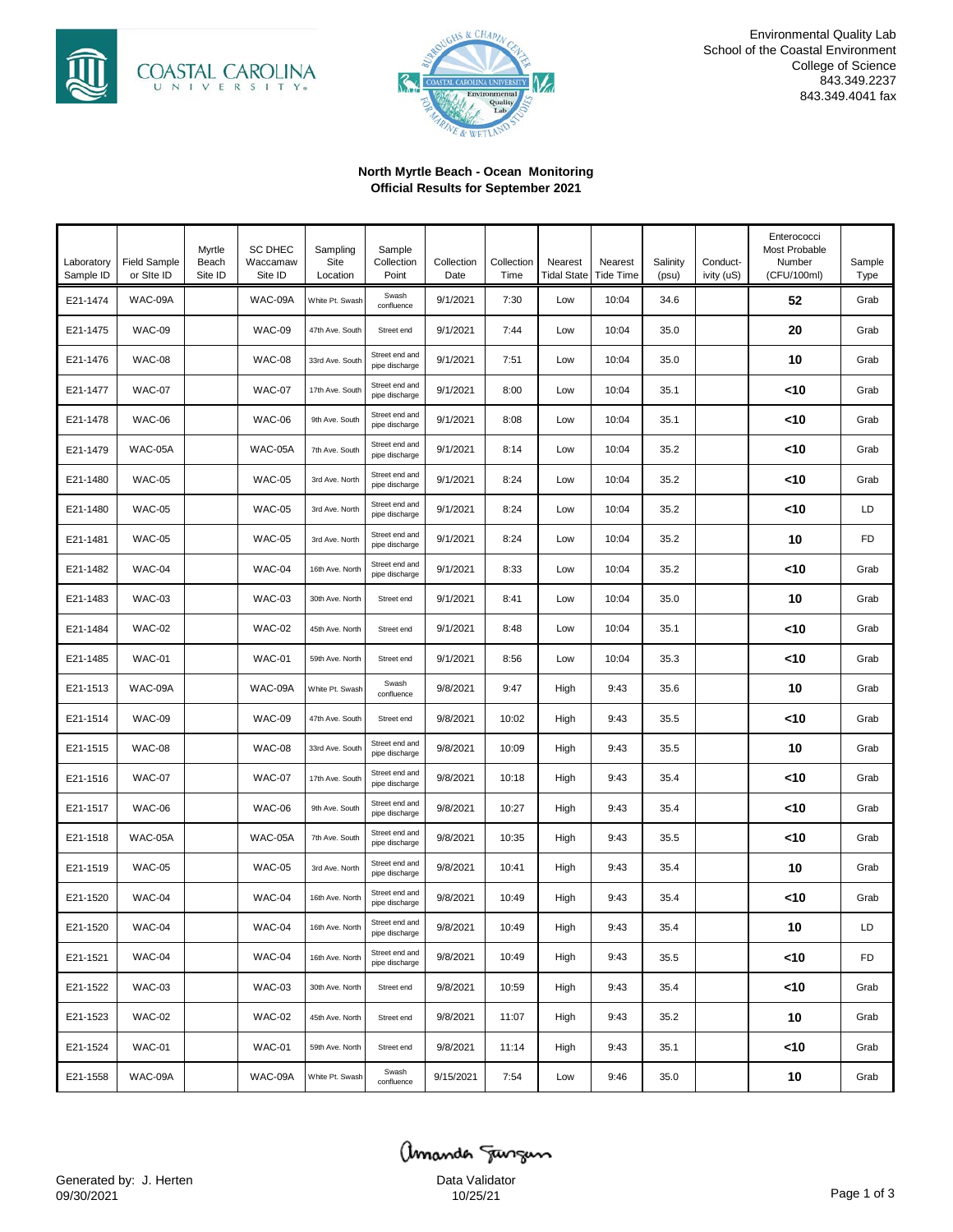Environmental Quality Lab
School of the Coastal Environment
College of Science
843.349.2237
843.349.4041 fax

**North Myrtle Beach - Ocean Monitoring**
**Official Results for September 2021**

| Laboratory Sample ID | Field Sample or Site ID | Myrtle Beach Site ID | SC DHEC Waccamaw Site ID | Sampling Site Location | Sample Collection Point | Collection Date | Collection Time | Nearest Tidal State | Nearest Tide Time | Salinity (psu) | Conduct-ivity (uS) | Enterococci Most Probable Number (CFU/100ml) | Sample Type |
|---|---|---|---|---|---|---|---|---|---|---|---|---|---|
| E21-1474 | WAC-09A | | WAC-09A | White Pt. Swash | Swash confluence | 9/1/2021 | 7:30 | Low | 10:04 | 34.6 | | **52** | Grab |
| E21-1475 | WAC-09 | | WAC-09 | 47th Ave. South | Street end | 9/1/2021 | 7:44 | Low | 10:04 | 35.0 | | **20** | Grab |
| E21-1476 | WAC-08 | | WAC-08 | 33rd Ave. South | Street end and pipe discharge | 9/1/2021 | 7:51 | Low | 10:04 | 35.0 | | **10** | Grab |
| E21-1477 | WAC-07 | | WAC-07 | 17th Ave. South | Street end and pipe discharge | 9/1/2021 | 8:00 | Low | 10:04 | 35.1 | | **<10** | Grab |
| E21-1478 | WAC-06 | | WAC-06 | 9th Ave. South | Street end and pipe discharge | 9/1/2021 | 8:08 | Low | 10:04 | 35.1 | | **<10** | Grab |
| E21-1479 | WAC-05A | | WAC-05A | 7th Ave. South | Street end and pipe discharge | 9/1/2021 | 8:14 | Low | 10:04 | 35.2 | | **<10** | Grab |
| E21-1480 | WAC-05 | | WAC-05 | 3rd Ave. North | Street end and pipe discharge | 9/1/2021 | 8:24 | Low | 10:04 | 35.2 | | **<10** | Grab |
| E21-1480 | WAC-05 | | WAC-05 | 3rd Ave. North | Street end and pipe discharge | 9/1/2021 | 8:24 | Low | 10:04 | 35.2 | | **<10** | LD |
| E21-1481 | WAC-05 | | WAC-05 | 3rd Ave. North | Street end and pipe discharge | 9/1/2021 | 8:24 | Low | 10:04 | 35.2 | | **10** | FD |
| E21-1482 | WAC-04 | | WAC-04 | 16th Ave. North | Street end and pipe discharge | 9/1/2021 | 8:33 | Low | 10:04 | 35.2 | | **<10** | Grab |
| E21-1483 | WAC-03 | | WAC-03 | 30th Ave. North | Street end | 9/1/2021 | 8:41 | Low | 10:04 | 35.0 | | **10** | Grab |
| E21-1484 | WAC-02 | | WAC-02 | 45th Ave. North | Street end | 9/1/2021 | 8:48 | Low | 10:04 | 35.1 | | **<10** | Grab |
| E21-1485 | WAC-01 | | WAC-01 | 59th Ave. North | Street end | 9/1/2021 | 8:56 | Low | 10:04 | 35.3 | | **<10** | Grab |
| E21-1513 | WAC-09A | | WAC-09A | White Pt. Swash | Swash confluence | 9/8/2021 | 9:47 | High | 9:43 | 35.6 | | **10** | Grab |
| E21-1514 | WAC-09 | | WAC-09 | 47th Ave. South | Street end | 9/8/2021 | 10:02 | High | 9:43 | 35.5 | | **<10** | Grab |
| E21-1515 | WAC-08 | | WAC-08 | 33rd Ave. South | Street end and pipe discharge | 9/8/2021 | 10:09 | High | 9:43 | 35.5 | | **10** | Grab |
| E21-1516 | WAC-07 | | WAC-07 | 17th Ave. South | Street end and pipe discharge | 9/8/2021 | 10:18 | High | 9:43 | 35.4 | | **<10** | Grab |
| E21-1517 | WAC-06 | | WAC-06 | 9th Ave. South | Street end and pipe discharge | 9/8/2021 | 10:27 | High | 9:43 | 35.4 | | **<10** | Grab |
| E21-1518 | WAC-05A | | WAC-05A | 7th Ave. South | Street end and pipe discharge | 9/8/2021 | 10:35 | High | 9:43 | 35.5 | | **<10** | Grab |
| E21-1519 | WAC-05 | | WAC-05 | 3rd Ave. North | Street end and pipe discharge | 9/8/2021 | 10:41 | High | 9:43 | 35.4 | | **10** | Grab |
| E21-1520 | WAC-04 | | WAC-04 | 16th Ave. North | Street end and pipe discharge | 9/8/2021 | 10:49 | High | 9:43 | 35.4 | | **<10** | Grab |
| E21-1520 | WAC-04 | | WAC-04 | 16th Ave. North | Street end and pipe discharge | 9/8/2021 | 10:49 | High | 9:43 | 35.4 | | **10** | LD |
| E21-1521 | WAC-04 | | WAC-04 | 16th Ave. North | Street end and pipe discharge | 9/8/2021 | 10:49 | High | 9:43 | 35.5 | | **<10** | FD |
| E21-1522 | WAC-03 | | WAC-03 | 30th Ave. North | Street end | 9/8/2021 | 10:59 | High | 9:43 | 35.4 | | **<10** | Grab |
| E21-1523 | WAC-02 | | WAC-02 | 45th Ave. North | Street end | 9/8/2021 | 11:07 | High | 9:43 | 35.2 | | **10** | Grab |
| E21-1524 | WAC-01 | | WAC-01 | 59th Ave. North | Street end | 9/8/2021 | 11:14 | High | 9:43 | 35.1 | | **<10** | Grab |
| E21-1558 | WAC-09A | | WAC-09A | White Pt. Swash | Swash confluence | 9/15/2021 | 7:54 | Low | 9:46 | 35.0 | | **10** | Grab |

Generated by: J. Herten
09/30/2021

Amanda Furgen
Data Validator
10/25/21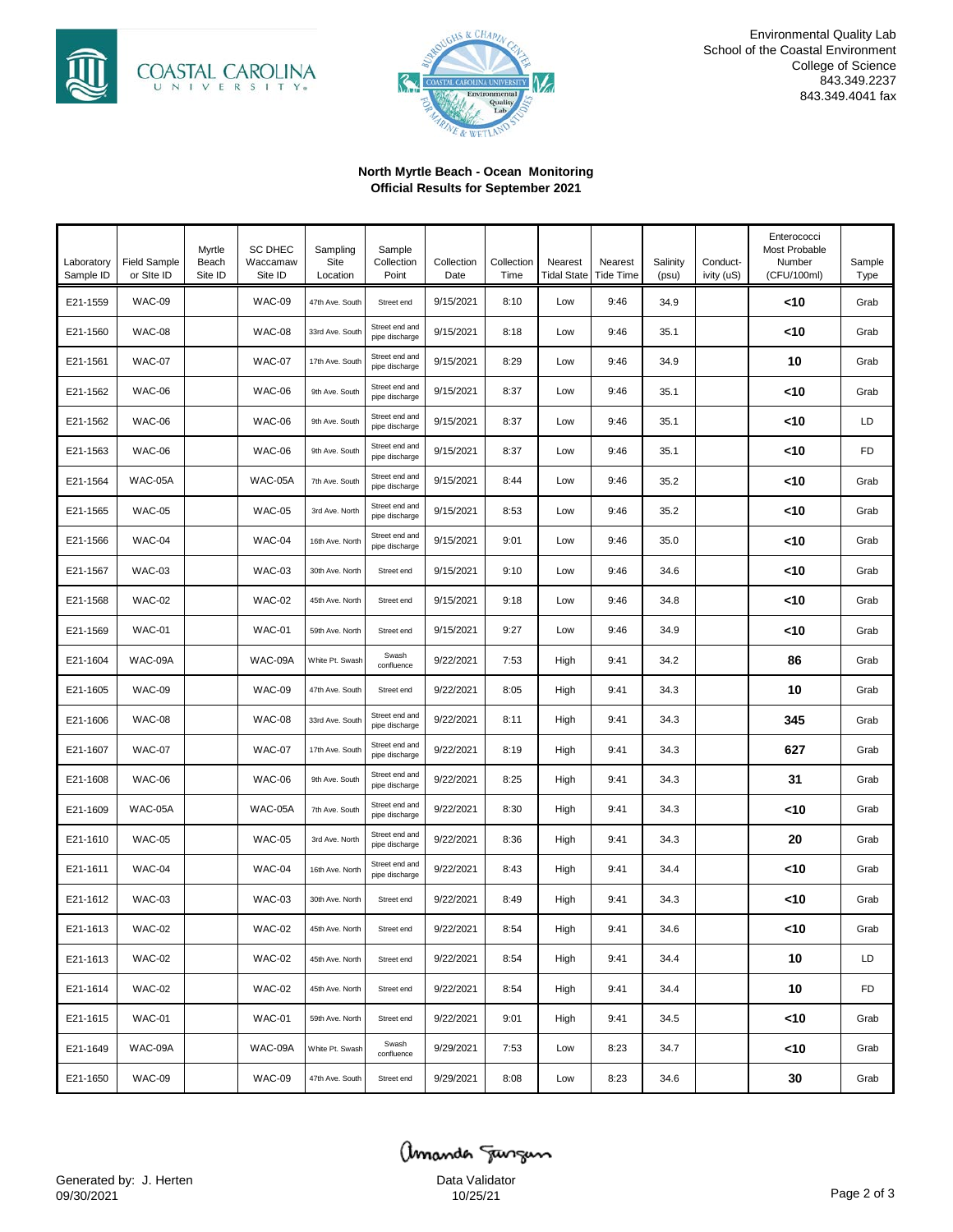Environmental Quality Lab
School of the Coastal Environment
College of Science
843.349.2237
843.349.4041 fax

**North Myrtle Beach - Ocean Monitoring**
**Official Results for September 2021**

| Laboratory Sample ID | Field Sample or SIte ID | Myrtle Beach Site ID | SC DHEC Waccamaw Site ID | Sampling Site Location | Sample Collection Point | Collection Date | Collection Time | Nearest Tidal State | Nearest Tide Time | Salinity (psu) | Conduct-ivity (uS) | Enterococci Most Probable Number (CFU/100ml) | Sample Type |
|---|---|---|---|---|---|---|---|---|---|---|---|---|---|
| E21-1559 | WAC-09 | | WAC-09 | 47th Ave. South | Street end | 9/15/2021 | 8:10 | Low | 9:46 | 34.9 | | **<10** | Grab |
| E21-1560 | WAC-08 | | WAC-08 | 33rd Ave. South | Street end and pipe discharge | 9/15/2021 | 8:18 | Low | 9:46 | 35.1 | | **<10** | Grab |
| E21-1561 | WAC-07 | | WAC-07 | 17th Ave. South | Street end and pipe discharge | 9/15/2021 | 8:29 | Low | 9:46 | 34.9 | | **10** | Grab |
| E21-1562 | WAC-06 | | WAC-06 | 9th Ave. South | Street end and pipe discharge | 9/15/2021 | 8:37 | Low | 9:46 | 35.1 | | **<10** | Grab |
| E21-1562 | WAC-06 | | WAC-06 | 9th Ave. South | Street end and pipe discharge | 9/15/2021 | 8:37 | Low | 9:46 | 35.1 | | **<10** | LD |
| E21-1563 | WAC-06 | | WAC-06 | 9th Ave. South | Street end and pipe discharge | 9/15/2021 | 8:37 | Low | 9:46 | 35.1 | | **<10** | FD |
| E21-1564 | WAC-05A | | WAC-05A | 7th Ave. South | Street end and pipe discharge | 9/15/2021 | 8:44 | Low | 9:46 | 35.2 | | **<10** | Grab |
| E21-1565 | WAC-05 | | WAC-05 | 3rd Ave. North | Street end and pipe discharge | 9/15/2021 | 8:53 | Low | 9:46 | 35.2 | | **<10** | Grab |
| E21-1566 | WAC-04 | | WAC-04 | 16th Ave. North | Street end and pipe discharge | 9/15/2021 | 9:01 | Low | 9:46 | 35.0 | | **<10** | Grab |
| E21-1567 | WAC-03 | | WAC-03 | 30th Ave. North | Street end | 9/15/2021 | 9:10 | Low | 9:46 | 34.6 | | **<10** | Grab |
| E21-1568 | WAC-02 | | WAC-02 | 45th Ave. North | Street end | 9/15/2021 | 9:18 | Low | 9:46 | 34.8 | | **<10** | Grab |
| E21-1569 | WAC-01 | | WAC-01 | 59th Ave. North | Street end | 9/15/2021 | 9:27 | Low | 9:46 | 34.9 | | **<10** | Grab |
| E21-1604 | WAC-09A | | WAC-09A | White Pt. Swash | Swash confluence | 9/22/2021 | 7:53 | High | 9:41 | 34.2 | | **86** | Grab |
| E21-1605 | WAC-09 | | WAC-09 | 47th Ave. South | Street end | 9/22/2021 | 8:05 | High | 9:41 | 34.3 | | **10** | Grab |
| E21-1606 | WAC-08 | | WAC-08 | 33rd Ave. South | Street end and pipe discharge | 9/22/2021 | 8:11 | High | 9:41 | 34.3 | | **345** | Grab |
| E21-1607 | WAC-07 | | WAC-07 | 17th Ave. South | Street end and pipe discharge | 9/22/2021 | 8:19 | High | 9:41 | 34.3 | | **627** | Grab |
| E21-1608 | WAC-06 | | WAC-06 | 9th Ave. South | Street end and pipe discharge | 9/22/2021 | 8:25 | High | 9:41 | 34.3 | | **31** | Grab |
| E21-1609 | WAC-05A | | WAC-05A | 7th Ave. South | Street end and pipe discharge | 9/22/2021 | 8:30 | High | 9:41 | 34.3 | | **<10** | Grab |
| E21-1610 | WAC-05 | | WAC-05 | 3rd Ave. North | Street end and pipe discharge | 9/22/2021 | 8:36 | High | 9:41 | 34.3 | | **20** | Grab |
| E21-1611 | WAC-04 | | WAC-04 | 16th Ave. North | Street end and pipe discharge | 9/22/2021 | 8:43 | High | 9:41 | 34.4 | | **<10** | Grab |
| E21-1612 | WAC-03 | | WAC-03 | 30th Ave. North | Street end | 9/22/2021 | 8:49 | High | 9:41 | 34.3 | | **<10** | Grab |
| E21-1613 | WAC-02 | | WAC-02 | 45th Ave. North | Street end | 9/22/2021 | 8:54 | High | 9:41 | 34.6 | | **<10** | Grab |
| E21-1613 | WAC-02 | | WAC-02 | 45th Ave. North | Street end | 9/22/2021 | 8:54 | High | 9:41 | 34.4 | | **10** | LD |
| E21-1614 | WAC-02 | | WAC-02 | 45th Ave. North | Street end | 9/22/2021 | 8:54 | High | 9:41 | 34.4 | | **10** | FD |
| E21-1615 | WAC-01 | | WAC-01 | 59th Ave. North | Street end | 9/22/2021 | 9:01 | High | 9:41 | 34.5 | | **<10** | Grab |
| E21-1649 | WAC-09A | | WAC-09A | White Pt. Swash | Swash confluence | 9/29/2021 | 7:53 | Low | 8:23 | 34.7 | | **<10** | Grab |
| E21-1650 | WAC-09 | | WAC-09 | 47th Ave. South | Street end | 9/29/2021 | 8:08 | Low | 8:23 | 34.6 | | **30** | Grab |

Generated by: J. Herten
09/30/2021

Amanda Sturgeon
Data Validator
10/25/21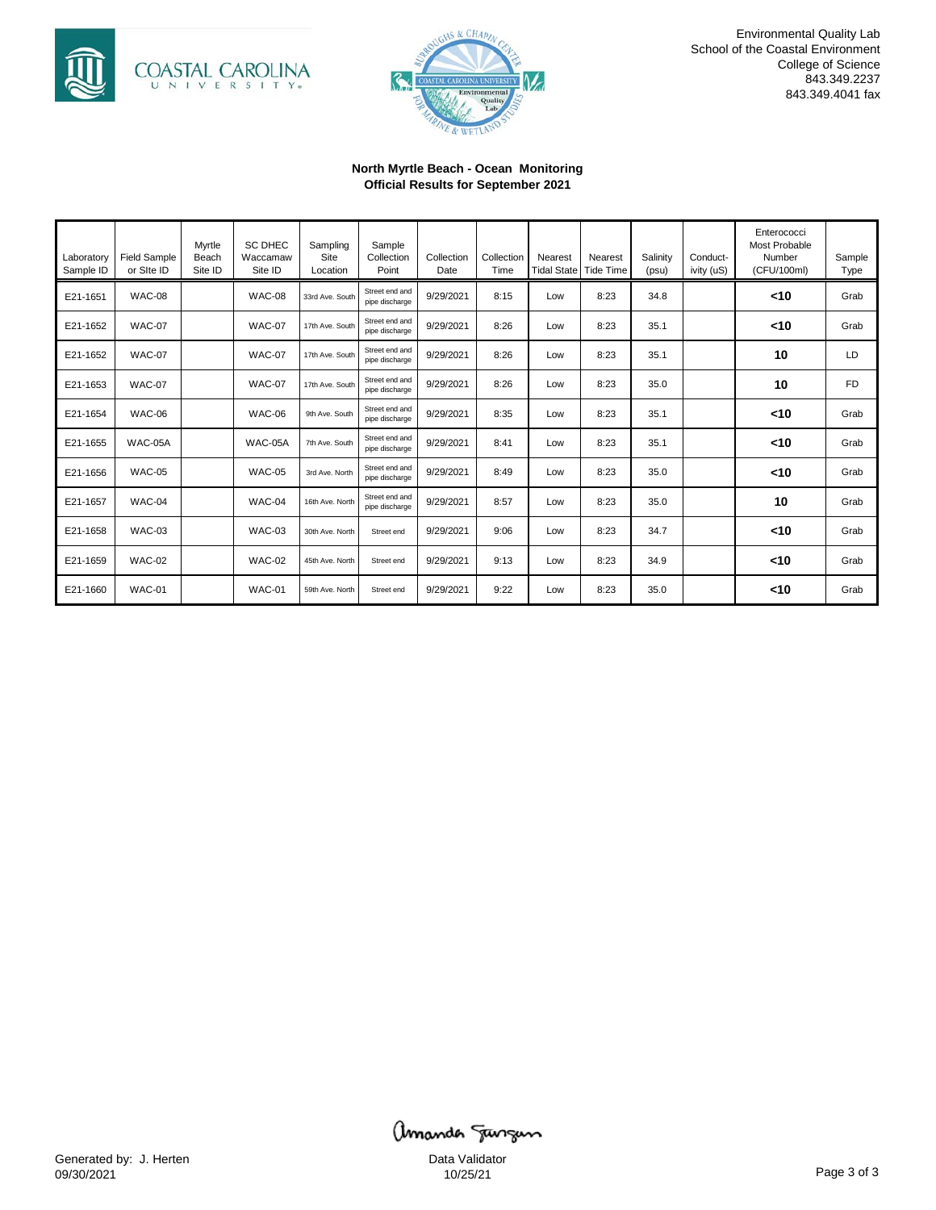Environmental Quality Lab
School of the Coastal Environment
College of Science
843.349.2237
843.349.4041 fax

**North Myrtle Beach - Ocean Monitoring**
**Official Results for September 2021**

| Laboratory Sample ID | Field Sample or SIte ID | Myrtle Beach Site ID | SC DHEC Waccamaw Site ID | Sampling Site Location | Sample Collection Point | Collection Date | Collection Time | Nearest Tidal State | Nearest Tide Time | Salinity (psu) | Conduct-ivity (uS) | Enterococci Most Probable Number (CFU/100ml) | Sample Type |
|---|---|---|---|---|---|---|---|---|---|---|---|---|---|
| E21-1651 | WAC-08 | | WAC-08 | 33rd Ave. South | Street end and pipe discharge | 9/29/2021 | 8:15 | Low | 8:23 | 34.8 | | **<10** | Grab |
| E21-1652 | WAC-07 | | WAC-07 | 17th Ave. South | Street end and pipe discharge | 9/29/2021 | 8:26 | Low | 8:23 | 35.1 | | **<10** | Grab |
| E21-1652 | WAC-07 | | WAC-07 | 17th Ave. South | Street end and pipe discharge | 9/29/2021 | 8:26 | Low | 8:23 | 35.1 | | **10** | LD |
| E21-1653 | WAC-07 | | WAC-07 | 17th Ave. South | Street end and pipe discharge | 9/29/2021 | 8:26 | Low | 8:23 | 35.0 | | **10** | FD |
| E21-1654 | WAC-06 | | WAC-06 | 9th Ave. South | Street end and pipe discharge | 9/29/2021 | 8:35 | Low | 8:23 | 35.1 | | **<10** | Grab |
| E21-1655 | WAC-05A | | WAC-05A | 7th Ave. South | Street end and pipe discharge | 9/29/2021 | 8:41 | Low | 8:23 | 35.1 | | **<10** | Grab |
| E21-1656 | WAC-05 | | WAC-05 | 3rd Ave. North | Street end and pipe discharge | 9/29/2021 | 8:49 | Low | 8:23 | 35.0 | | **<10** | Grab |
| E21-1657 | WAC-04 | | WAC-04 | 16th Ave. North | Street end and pipe discharge | 9/29/2021 | 8:57 | Low | 8:23 | 35.0 | | **10** | Grab |
| E21-1658 | WAC-03 | | WAC-03 | 30th Ave. North | Street end | 9/29/2021 | 9:06 | Low | 8:23 | 34.7 | | **<10** | Grab |
| E21-1659 | WAC-02 | | WAC-02 | 45th Ave. North | Street end | 9/29/2021 | 9:13 | Low | 8:23 | 34.9 | | **<10** | Grab |
| E21-1660 | WAC-01 | | WAC-01 | 59th Ave. North | Street end | 9/29/2021 | 9:22 | Low | 8:23 | 35.0 | | **<10** | Grab |

Generated by: J. Herten
09/30/2021

Amanda Sturgeon
Data Validator
10/25/21